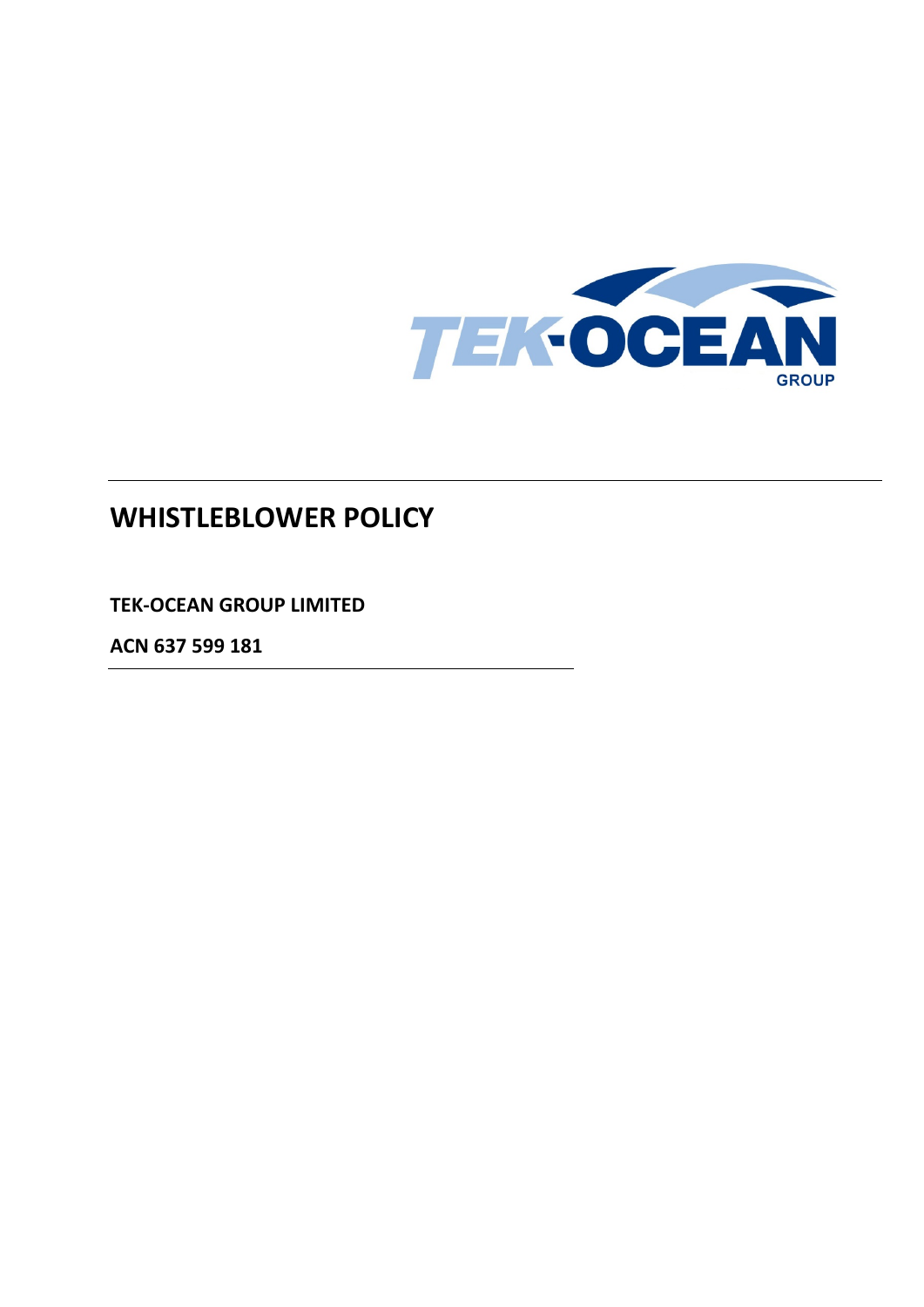# WHISTLEBLOWER POLICY

**TEK-OCEAN GROUP LIMITED**

**ACN 637 599 181**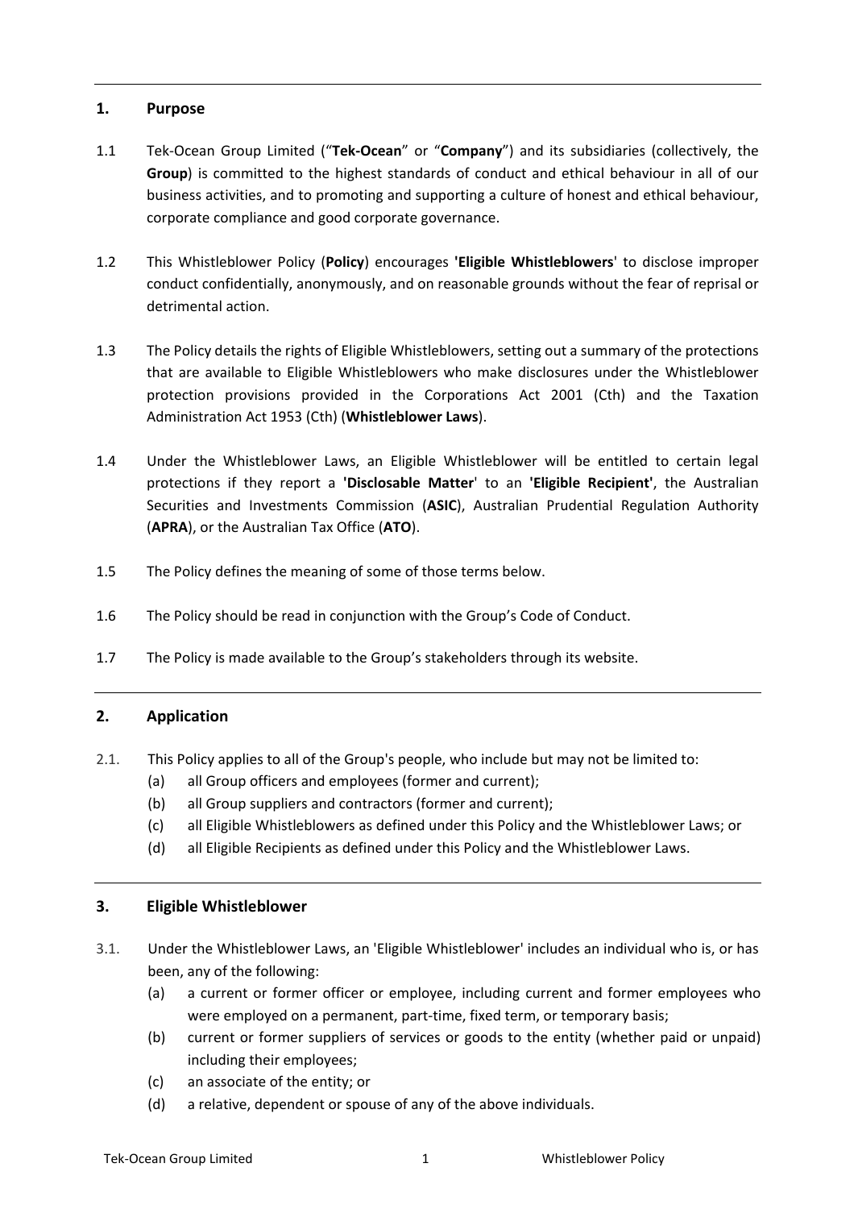## 1. Purpose

1.1 Tek-Ocean Group Limited ("**Tek-Ocean**" or "**Company**") and its subsidiaries (collectively, the **Group**) is committed to the highest standards of conduct and ethical behaviour in all of our business activities, and to promoting and supporting a culture of honest and ethical behaviour, corporate compliance and good corporate governance.

1.2 This Whistleblower Policy (**Policy**) encourages **'Eligible Whistleblowers**' to disclose improper conduct confidentially, anonymously, and on reasonable grounds without the fear of reprisal or detrimental action.

1.3 The Policy details the rights of Eligible Whistleblowers, setting out a summary of the protections that are available to Eligible Whistleblowers who make disclosures under the Whistleblower protection provisions provided in the Corporations Act 2001 (Cth) and the Taxation Administration Act 1953 (Cth) (**Whistleblower Laws**).

1.4 Under the Whistleblower Laws, an Eligible Whistleblower will be entitled to certain legal protections if they report a **'Disclosable Matter**' to an **'Eligible Recipient'**, the Australian Securities and Investments Commission (**ASIC**), Australian Prudential Regulation Authority (**APRA**), or the Australian Tax Office (**ATO**).

1.5 The Policy defines the meaning of some of those terms below.

1.6 The Policy should be read in conjunction with the Group's Code of Conduct.

1.7 The Policy is made available to the Group's stakeholders through its website.

## 2. Application

2.1. This Policy applies to all of the Group's people, who include but may not be limited to:

(a) all Group officers and employees (former and current);

(b) all Group suppliers and contractors (former and current);

(c) all Eligible Whistleblowers as defined under this Policy and the Whistleblower Laws; or

(d) all Eligible Recipients as defined under this Policy and the Whistleblower Laws.

## 3. Eligible Whistleblower

3.1. Under the Whistleblower Laws, an 'Eligible Whistleblower' includes an individual who is, or has been, any of the following:

(a) a current or former officer or employee, including current and former employees who were employed on a permanent, part-time, fixed term, or temporary basis;

(b) current or former suppliers of services or goods to the entity (whether paid or unpaid) including their employees;

(c) an associate of the entity; or

(d) a relative, dependent or spouse of any of the above individuals.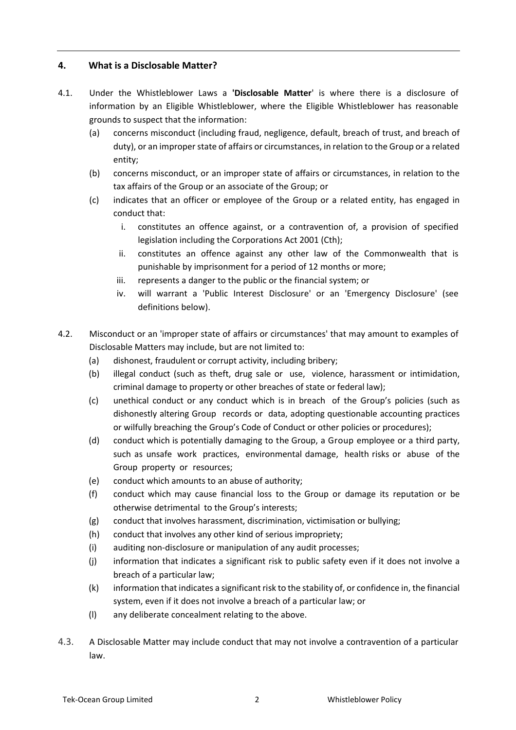## 4. What is a Disclosable Matter?

4.1. Under the Whistleblower Laws a **'Disclosable Matter'** is where there is a disclosure of information by an Eligible Whistleblower, where the Eligible Whistleblower has reasonable grounds to suspect that the information:

(a) concerns misconduct (including fraud, negligence, default, breach of trust, and breach of duty), or an improper state of affairs or circumstances, in relation to the Group or a related entity;

(b) concerns misconduct, or an improper state of affairs or circumstances, in relation to the tax affairs of the Group or an associate of the Group; or

(c) indicates that an officer or employee of the Group or a related entity, has engaged in conduct that:

i. constitutes an offence against, or a contravention of, a provision of specified legislation including the Corporations Act 2001 (Cth);

ii. constitutes an offence against any other law of the Commonwealth that is punishable by imprisonment for a period of 12 months or more;

iii. represents a danger to the public or the financial system; or

iv. will warrant a 'Public Interest Disclosure' or an 'Emergency Disclosure' (see definitions below).

4.2. Misconduct or an 'improper state of affairs or circumstances' that may amount to examples of Disclosable Matters may include, but are not limited to:

(a) dishonest, fraudulent or corrupt activity, including bribery;

(b) illegal conduct (such as theft, drug sale or use, violence, harassment or intimidation, criminal damage to property or other breaches of state or federal law);

(c) unethical conduct or any conduct which is in breach of the Group's policies (such as dishonestly altering Group records or data, adopting questionable accounting practices or wilfully breaching the Group's Code of Conduct or other policies or procedures);

(d) conduct which is potentially damaging to the Group, a Group employee or a third party, such as unsafe work practices, environmental damage, health risks or abuse of the Group property or resources;

(e) conduct which amounts to an abuse of authority;

(f) conduct which may cause financial loss to the Group or damage its reputation or be otherwise detrimental to the Group's interests;

(g) conduct that involves harassment, discrimination, victimisation or bullying;

(h) conduct that involves any other kind of serious impropriety;

(i) auditing non-disclosure or manipulation of any audit processes;

(j) information that indicates a significant risk to public safety even if it does not involve a breach of a particular law;

(k) information that indicates a significant risk to the stability of, or confidence in, the financial system, even if it does not involve a breach of a particular law; or

(l) any deliberate concealment relating to the above.

4.3. A Disclosable Matter may include conduct that may not involve a contravention of a particular law.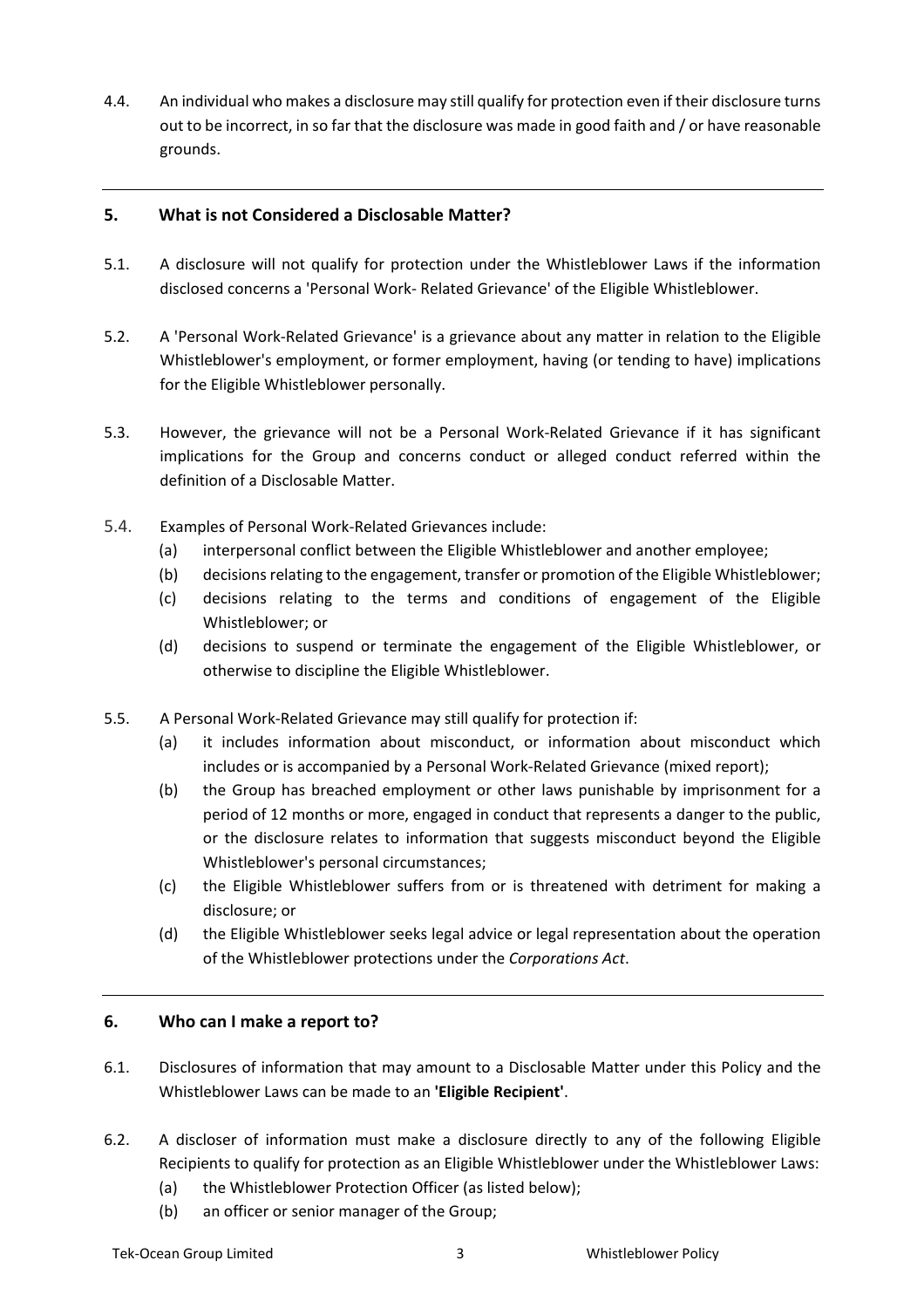4.4. An individual who makes a disclosure may still qualify for protection even if their disclosure turns out to be incorrect, in so far that the disclosure was made in good faith and / or have reasonable grounds.

---

## 5. What is not Considered a Disclosable Matter?

5.1. A disclosure will not qualify for protection under the Whistleblower Laws if the information disclosed concerns a 'Personal Work- Related Grievance' of the Eligible Whistleblower.

5.2. A 'Personal Work-Related Grievance' is a grievance about any matter in relation to the Eligible Whistleblower's employment, or former employment, having (or tending to have) implications for the Eligible Whistleblower personally.

5.3. However, the grievance will not be a Personal Work-Related Grievance if it has significant implications for the Group and concerns conduct or alleged conduct referred within the definition of a Disclosable Matter.

5.4. Examples of Personal Work-Related Grievances include:

(a) interpersonal conflict between the Eligible Whistleblower and another employee;

(b) decisions relating to the engagement, transfer or promotion of the Eligible Whistleblower;

(c) decisions relating to the terms and conditions of engagement of the Eligible Whistleblower; or

(d) decisions to suspend or terminate the engagement of the Eligible Whistleblower, or otherwise to discipline the Eligible Whistleblower.

5.5. A Personal Work-Related Grievance may still qualify for protection if:

(a) it includes information about misconduct, or information about misconduct which includes or is accompanied by a Personal Work-Related Grievance (mixed report);

(b) the Group has breached employment or other laws punishable by imprisonment for a period of 12 months or more, engaged in conduct that represents a danger to the public, or the disclosure relates to information that suggests misconduct beyond the Eligible Whistleblower's personal circumstances;

(c) the Eligible Whistleblower suffers from or is threatened with detriment for making a disclosure; or

(d) the Eligible Whistleblower seeks legal advice or legal representation about the operation of the Whistleblower protections under the *Corporations Act*.

---

## 6. Who can I make a report to?

6.1. Disclosures of information that may amount to a Disclosable Matter under this Policy and the Whistleblower Laws can be made to an **'Eligible Recipient'**.

6.2. A discloser of information must make a disclosure directly to any of the following Eligible Recipients to qualify for protection as an Eligible Whistleblower under the Whistleblower Laws:

(a) the Whistleblower Protection Officer (as listed below);

(b) an officer or senior manager of the Group;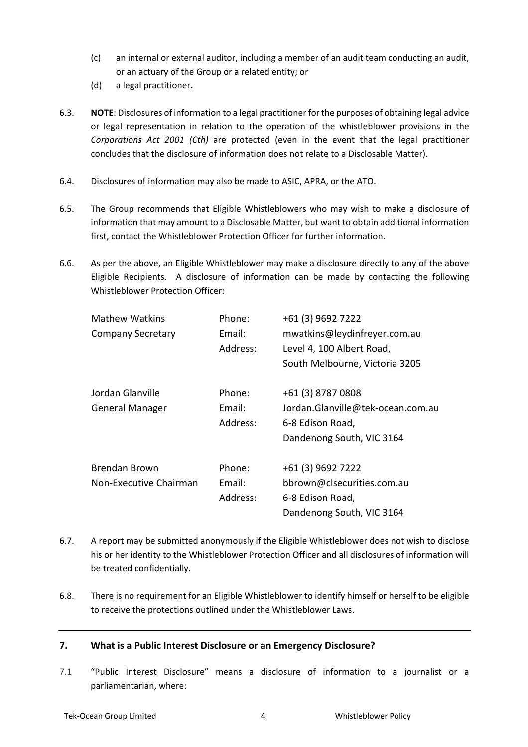(c) an internal or external auditor, including a member of an audit team conducting an audit, or an actuary of the Group or a related entity; or

(d) a legal practitioner.

6.3. **NOTE**: Disclosures of information to a legal practitioner for the purposes of obtaining legal advice or legal representation in relation to the operation of the whistleblower provisions in the *Corporations Act 2001 (Cth)* are protected (even in the event that the legal practitioner concludes that the disclosure of information does not relate to a Disclosable Matter).

6.4. Disclosures of information may also be made to ASIC, APRA, or the ATO.

6.5. The Group recommends that Eligible Whistleblowers who may wish to make a disclosure of information that may amount to a Disclosable Matter, but want to obtain additional information first, contact the Whistleblower Protection Officer for further information.

6.6. As per the above, an Eligible Whistleblower may make a disclosure directly to any of the above Eligible Recipients. A disclosure of information can be made by contacting the following Whistleblower Protection Officer:

| | | |
|---|---|---|
| Mathew Watkins | Phone: | +61 (3) 9692 7222 |
| Company Secretary | Email: | mwatkins@leydinfreyer.com.au |
| | Address: | Level 4, 100 Albert Road, |
| | | South Melbourne, Victoria 3205 |
| Jordan Glanville | Phone: | +61 (3) 8787 0808 |
| General Manager | Email: | Jordan.Glanville@tek-ocean.com.au |
| | Address: | 6-8 Edison Road, |
| | | Dandenong South, VIC 3164 |
| Brendan Brown | Phone: | +61 (3) 9692 7222 |
| Non-Executive Chairman | Email: | bbrown@clsecurities.com.au |
| | Address: | 6-8 Edison Road, |
| | | Dandenong South, VIC 3164 |

6.7. A report may be submitted anonymously if the Eligible Whistleblower does not wish to disclose his or her identity to the Whistleblower Protection Officer and all disclosures of information will be treated confidentially.

6.8. There is no requirement for an Eligible Whistleblower to identify himself or herself to be eligible to receive the protections outlined under the Whistleblower Laws.

## 7. What is a Public Interest Disclosure or an Emergency Disclosure?

7.1 "Public Interest Disclosure" means a disclosure of information to a journalist or a parliamentarian, where: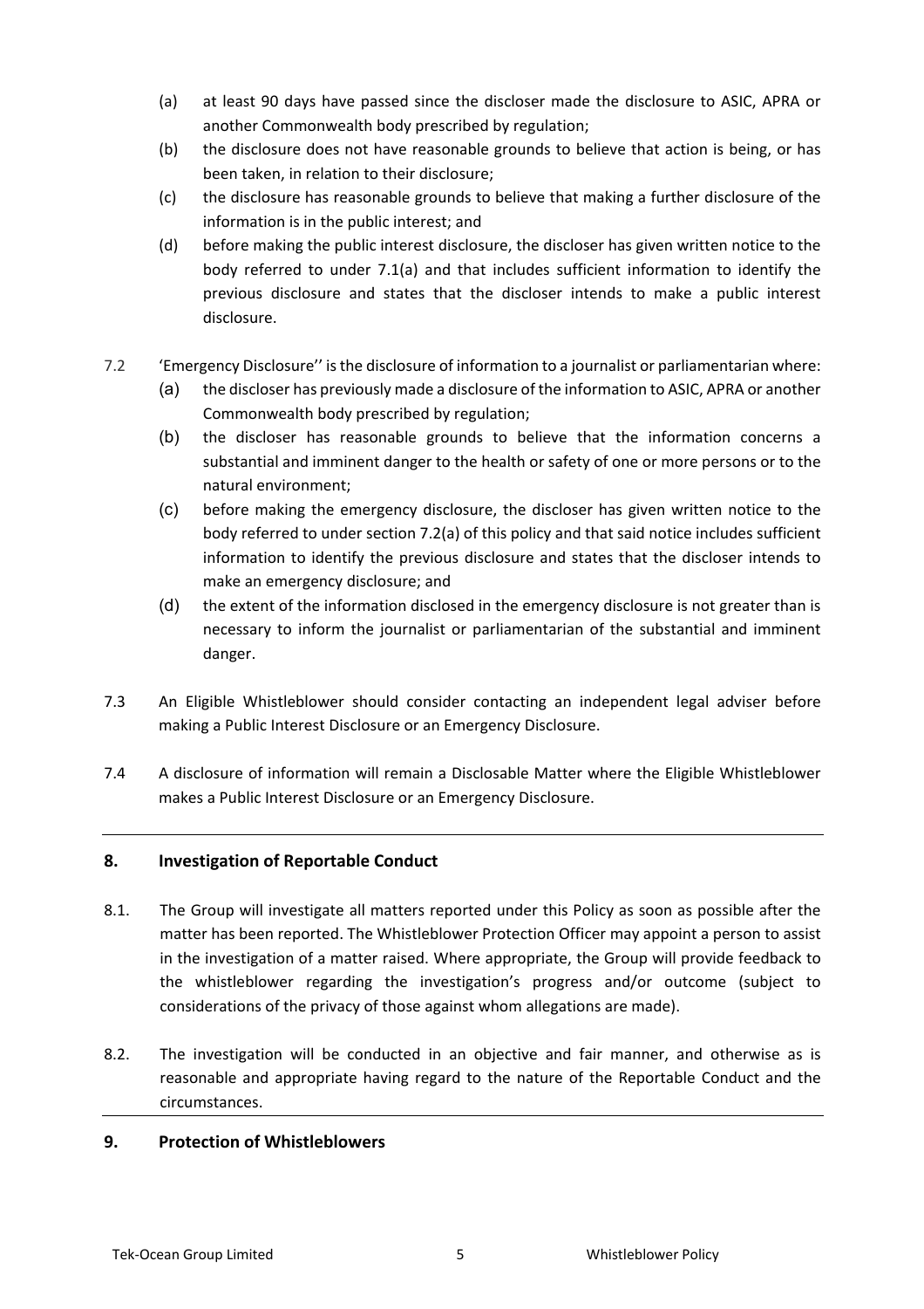(a) at least 90 days have passed since the discloser made the disclosure to ASIC, APRA or another Commonwealth body prescribed by regulation;

(b) the disclosure does not have reasonable grounds to believe that action is being, or has been taken, in relation to their disclosure;

(c) the disclosure has reasonable grounds to believe that making a further disclosure of the information is in the public interest; and

(d) before making the public interest disclosure, the discloser has given written notice to the body referred to under 7.1(a) and that includes sufficient information to identify the previous disclosure and states that the discloser intends to make a public interest disclosure.

7.2 'Emergency Disclosure'' is the disclosure of information to a journalist or parliamentarian where:

(a) the discloser has previously made a disclosure of the information to ASIC, APRA or another Commonwealth body prescribed by regulation;

(b) the discloser has reasonable grounds to believe that the information concerns a substantial and imminent danger to the health or safety of one or more persons or to the natural environment;

(c) before making the emergency disclosure, the discloser has given written notice to the body referred to under section 7.2(a) of this policy and that said notice includes sufficient information to identify the previous disclosure and states that the discloser intends to make an emergency disclosure; and

(d) the extent of the information disclosed in the emergency disclosure is not greater than is necessary to inform the journalist or parliamentarian of the substantial and imminent danger.

7.3 An Eligible Whistleblower should consider contacting an independent legal adviser before making a Public Interest Disclosure or an Emergency Disclosure.

7.4 A disclosure of information will remain a Disclosable Matter where the Eligible Whistleblower makes a Public Interest Disclosure or an Emergency Disclosure.

## 8. Investigation of Reportable Conduct

8.1. The Group will investigate all matters reported under this Policy as soon as possible after the matter has been reported. The Whistleblower Protection Officer may appoint a person to assist in the investigation of a matter raised. Where appropriate, the Group will provide feedback to the whistleblower regarding the investigation's progress and/or outcome (subject to considerations of the privacy of those against whom allegations are made).

8.2. The investigation will be conducted in an objective and fair manner, and otherwise as is reasonable and appropriate having regard to the nature of the Reportable Conduct and the circumstances.

## 9. Protection of Whistleblowers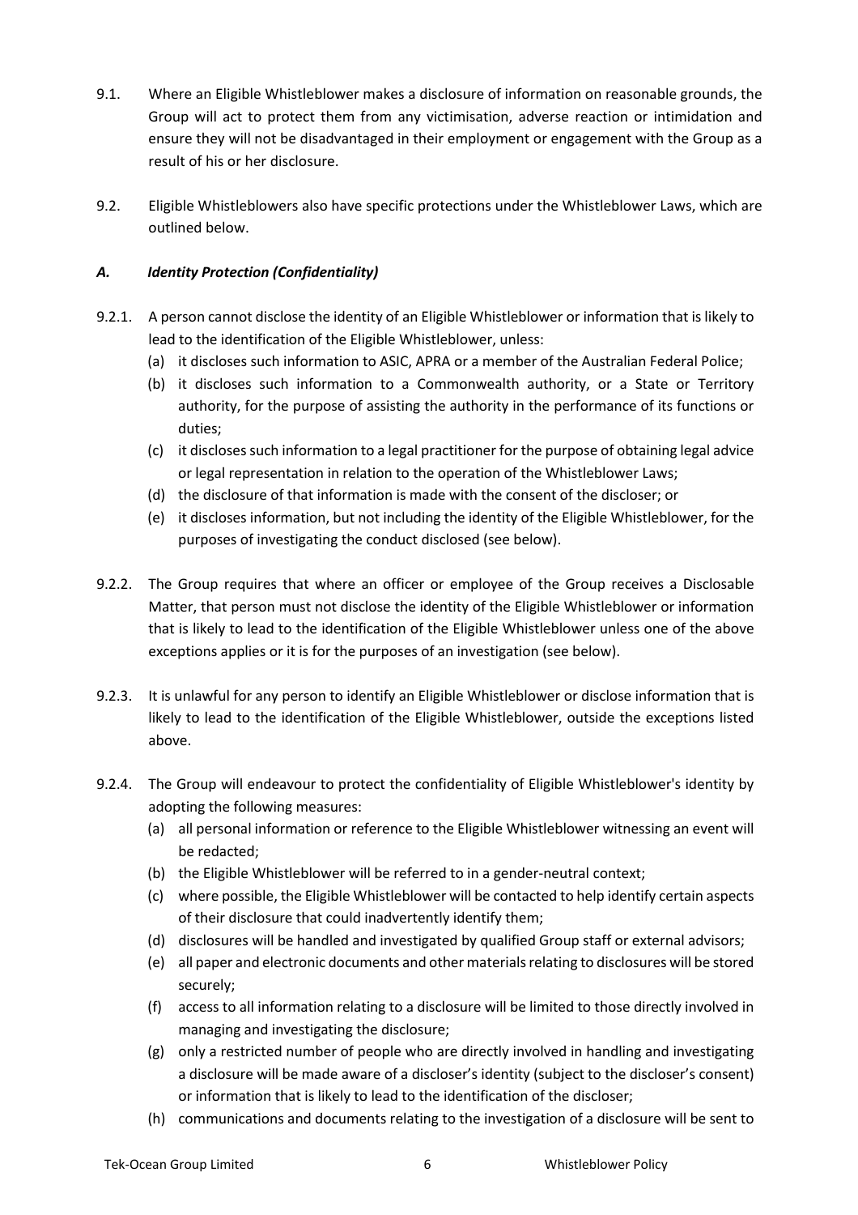9.1. Where an Eligible Whistleblower makes a disclosure of information on reasonable grounds, the Group will act to protect them from any victimisation, adverse reaction or intimidation and ensure they will not be disadvantaged in their employment or engagement with the Group as a result of his or her disclosure.

9.2. Eligible Whistleblowers also have specific protections under the Whistleblower Laws, which are outlined below.

### *A. Identity Protection (Confidentiality)*

9.2.1. A person cannot disclose the identity of an Eligible Whistleblower or information that is likely to lead to the identification of the Eligible Whistleblower, unless:

(a) it discloses such information to ASIC, APRA or a member of the Australian Federal Police;

(b) it discloses such information to a Commonwealth authority, or a State or Territory authority, for the purpose of assisting the authority in the performance of its functions or duties;

(c) it discloses such information to a legal practitioner for the purpose of obtaining legal advice or legal representation in relation to the operation of the Whistleblower Laws;

(d) the disclosure of that information is made with the consent of the discloser; or

(e) it discloses information, but not including the identity of the Eligible Whistleblower, for the purposes of investigating the conduct disclosed (see below).

9.2.2. The Group requires that where an officer or employee of the Group receives a Disclosable Matter, that person must not disclose the identity of the Eligible Whistleblower or information that is likely to lead to the identification of the Eligible Whistleblower unless one of the above exceptions applies or it is for the purposes of an investigation (see below).

9.2.3. It is unlawful for any person to identify an Eligible Whistleblower or disclose information that is likely to lead to the identification of the Eligible Whistleblower, outside the exceptions listed above.

9.2.4. The Group will endeavour to protect the confidentiality of Eligible Whistleblower's identity by adopting the following measures:

(a) all personal information or reference to the Eligible Whistleblower witnessing an event will be redacted;

(b) the Eligible Whistleblower will be referred to in a gender-neutral context;

(c) where possible, the Eligible Whistleblower will be contacted to help identify certain aspects of their disclosure that could inadvertently identify them;

(d) disclosures will be handled and investigated by qualified Group staff or external advisors;

(e) all paper and electronic documents and other materials relating to disclosures will be stored securely;

(f) access to all information relating to a disclosure will be limited to those directly involved in managing and investigating the disclosure;

(g) only a restricted number of people who are directly involved in handling and investigating a disclosure will be made aware of a discloser's identity (subject to the discloser's consent) or information that is likely to lead to the identification of the discloser;

(h) communications and documents relating to the investigation of a disclosure will be sent to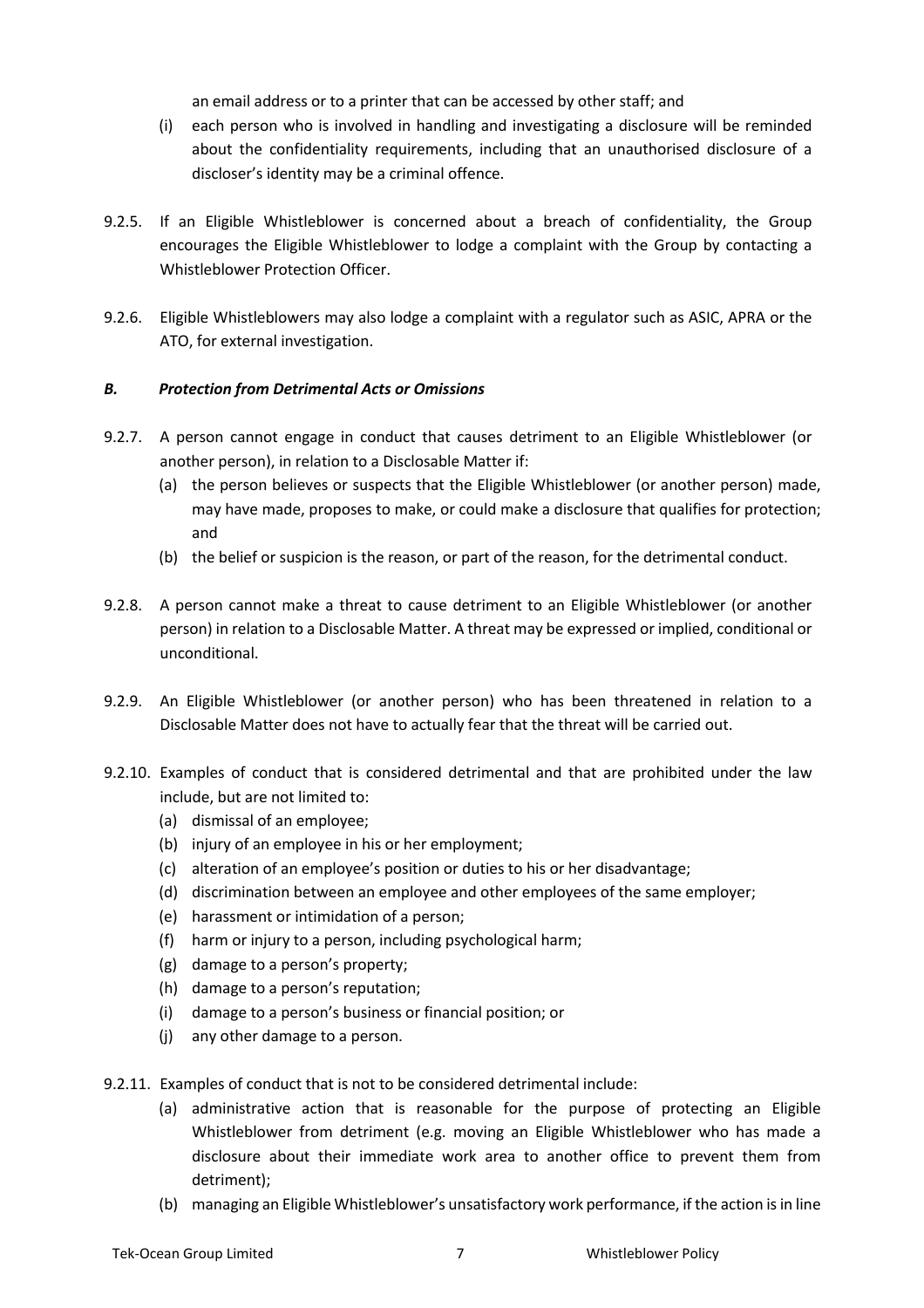an email address or to a printer that can be accessed by other staff; and

(i) each person who is involved in handling and investigating a disclosure will be reminded about the confidentiality requirements, including that an unauthorised disclosure of a discloser's identity may be a criminal offence.

9.2.5. If an Eligible Whistleblower is concerned about a breach of confidentiality, the Group encourages the Eligible Whistleblower to lodge a complaint with the Group by contacting a Whistleblower Protection Officer.

9.2.6. Eligible Whistleblowers may also lodge a complaint with a regulator such as ASIC, APRA or the ATO, for external investigation.

### *B. Protection from Detrimental Acts or Omissions*

9.2.7. A person cannot engage in conduct that causes detriment to an Eligible Whistleblower (or another person), in relation to a Disclosable Matter if:

(a) the person believes or suspects that the Eligible Whistleblower (or another person) made, may have made, proposes to make, or could make a disclosure that qualifies for protection; and

(b) the belief or suspicion is the reason, or part of the reason, for the detrimental conduct.

9.2.8. A person cannot make a threat to cause detriment to an Eligible Whistleblower (or another person) in relation to a Disclosable Matter. A threat may be expressed or implied, conditional or unconditional.

9.2.9. An Eligible Whistleblower (or another person) who has been threatened in relation to a Disclosable Matter does not have to actually fear that the threat will be carried out.

9.2.10. Examples of conduct that is considered detrimental and that are prohibited under the law include, but are not limited to:

(a) dismissal of an employee;

(b) injury of an employee in his or her employment;

(c) alteration of an employee's position or duties to his or her disadvantage;

(d) discrimination between an employee and other employees of the same employer;

(e) harassment or intimidation of a person;

(f) harm or injury to a person, including psychological harm;

(g) damage to a person's property;

(h) damage to a person's reputation;

(i) damage to a person's business or financial position; or

(j) any other damage to a person.

9.2.11. Examples of conduct that is not to be considered detrimental include:

(a) administrative action that is reasonable for the purpose of protecting an Eligible Whistleblower from detriment (e.g. moving an Eligible Whistleblower who has made a disclosure about their immediate work area to another office to prevent them from detriment);

(b) managing an Eligible Whistleblower's unsatisfactory work performance, if the action is in line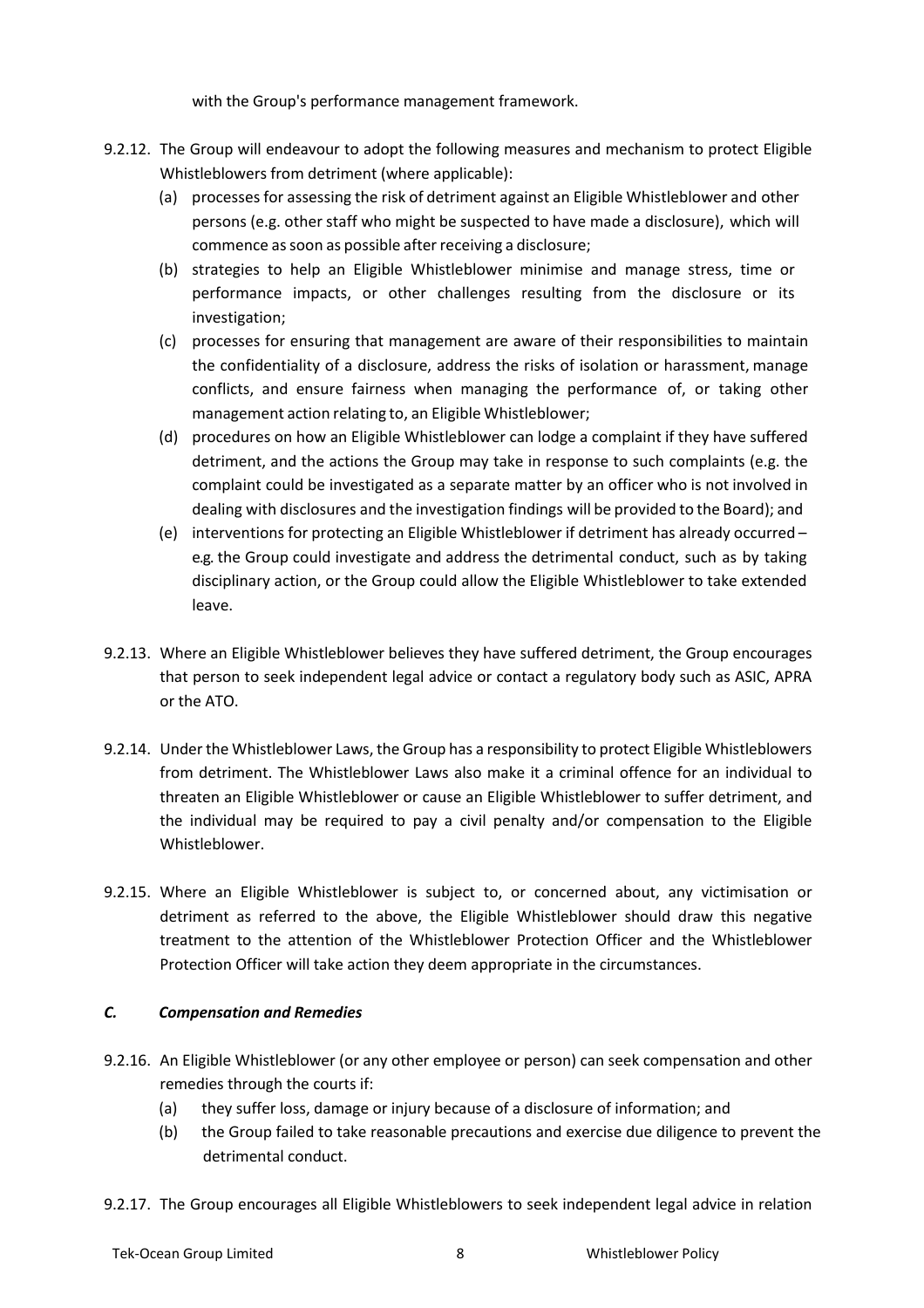with the Group's performance management framework.

9.2.12. The Group will endeavour to adopt the following measures and mechanism to protect Eligible Whistleblowers from detriment (where applicable):

(a) processes for assessing the risk of detriment against an Eligible Whistleblower and other persons (e.g. other staff who might be suspected to have made a disclosure), which will commence as soon as possible after receiving a disclosure;

(b) strategies to help an Eligible Whistleblower minimise and manage stress, time or performance impacts, or other challenges resulting from the disclosure or its investigation;

(c) processes for ensuring that management are aware of their responsibilities to maintain the confidentiality of a disclosure, address the risks of isolation or harassment, manage conflicts, and ensure fairness when managing the performance of, or taking other management action relating to, an Eligible Whistleblower;

(d) procedures on how an Eligible Whistleblower can lodge a complaint if they have suffered detriment, and the actions the Group may take in response to such complaints (e.g. the complaint could be investigated as a separate matter by an officer who is not involved in dealing with disclosures and the investigation findings will be provided to the Board); and

(e) interventions for protecting an Eligible Whistleblower if detriment has already occurred – e.g. the Group could investigate and address the detrimental conduct, such as by taking disciplinary action, or the Group could allow the Eligible Whistleblower to take extended leave.

9.2.13. Where an Eligible Whistleblower believes they have suffered detriment, the Group encourages that person to seek independent legal advice or contact a regulatory body such as ASIC, APRA or the ATO.

9.2.14. Under the Whistleblower Laws, the Group has a responsibility to protect Eligible Whistleblowers from detriment. The Whistleblower Laws also make it a criminal offence for an individual to threaten an Eligible Whistleblower or cause an Eligible Whistleblower to suffer detriment, and the individual may be required to pay a civil penalty and/or compensation to the Eligible Whistleblower.

9.2.15. Where an Eligible Whistleblower is subject to, or concerned about, any victimisation or detriment as referred to the above, the Eligible Whistleblower should draw this negative treatment to the attention of the Whistleblower Protection Officer and the Whistleblower Protection Officer will take action they deem appropriate in the circumstances.

### *C. Compensation and Remedies*

9.2.16. An Eligible Whistleblower (or any other employee or person) can seek compensation and other remedies through the courts if:

(a) they suffer loss, damage or injury because of a disclosure of information; and

(b) the Group failed to take reasonable precautions and exercise due diligence to prevent the detrimental conduct.

9.2.17. The Group encourages all Eligible Whistleblowers to seek independent legal advice in relation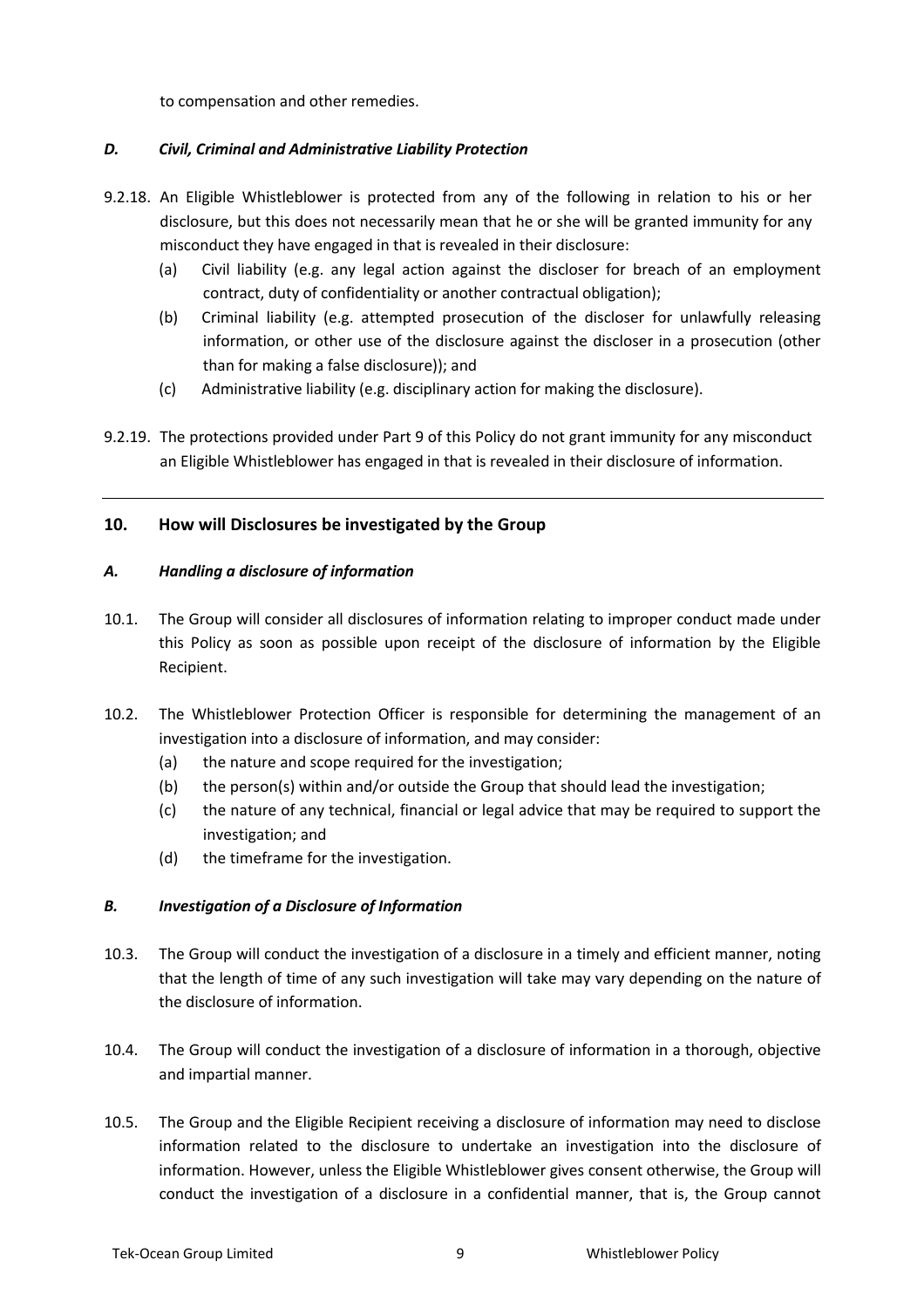to compensation and other remedies.

### *D. Civil, Criminal and Administrative Liability Protection*

9.2.18. An Eligible Whistleblower is protected from any of the following in relation to his or her disclosure, but this does not necessarily mean that he or she will be granted immunity for any misconduct they have engaged in that is revealed in their disclosure:

(a) Civil liability (e.g. any legal action against the discloser for breach of an employment contract, duty of confidentiality or another contractual obligation);

(b) Criminal liability (e.g. attempted prosecution of the discloser for unlawfully releasing information, or other use of the disclosure against the discloser in a prosecution (other than for making a false disclosure)); and

(c) Administrative liability (e.g. disciplinary action for making the disclosure).

9.2.19. The protections provided under Part 9 of this Policy do not grant immunity for any misconduct an Eligible Whistleblower has engaged in that is revealed in their disclosure of information.

---

## 10. How will Disclosures be investigated by the Group

### *A. Handling a disclosure of information*

10.1. The Group will consider all disclosures of information relating to improper conduct made under this Policy as soon as possible upon receipt of the disclosure of information by the Eligible Recipient.

10.2. The Whistleblower Protection Officer is responsible for determining the management of an investigation into a disclosure of information, and may consider:

(a) the nature and scope required for the investigation;

(b) the person(s) within and/or outside the Group that should lead the investigation;

(c) the nature of any technical, financial or legal advice that may be required to support the investigation; and

(d) the timeframe for the investigation.

### *B. Investigation of a Disclosure of Information*

10.3. The Group will conduct the investigation of a disclosure in a timely and efficient manner, noting that the length of time of any such investigation will take may vary depending on the nature of the disclosure of information.

10.4. The Group will conduct the investigation of a disclosure of information in a thorough, objective and impartial manner.

10.5. The Group and the Eligible Recipient receiving a disclosure of information may need to disclose information related to the disclosure to undertake an investigation into the disclosure of information. However, unless the Eligible Whistleblower gives consent otherwise, the Group will conduct the investigation of a disclosure in a confidential manner, that is, the Group cannot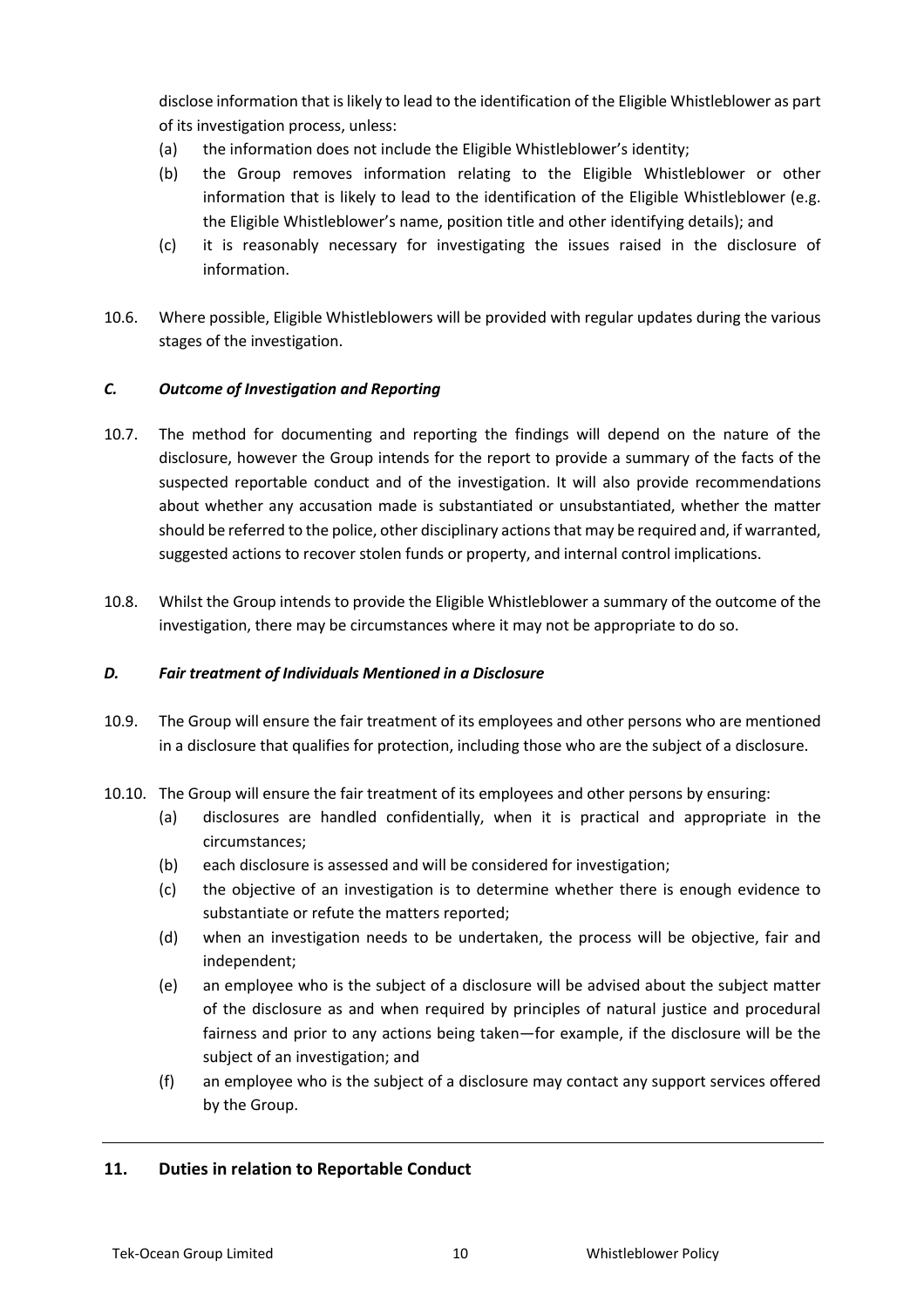disclose information that is likely to lead to the identification of the Eligible Whistleblower as part of its investigation process, unless:

(a) the information does not include the Eligible Whistleblower's identity;

(b) the Group removes information relating to the Eligible Whistleblower or other information that is likely to lead to the identification of the Eligible Whistleblower (e.g. the Eligible Whistleblower's name, position title and other identifying details); and

(c) it is reasonably necessary for investigating the issues raised in the disclosure of information.

10.6. Where possible, Eligible Whistleblowers will be provided with regular updates during the various stages of the investigation.

### *C. Outcome of Investigation and Reporting*

10.7. The method for documenting and reporting the findings will depend on the nature of the disclosure, however the Group intends for the report to provide a summary of the facts of the suspected reportable conduct and of the investigation. It will also provide recommendations about whether any accusation made is substantiated or unsubstantiated, whether the matter should be referred to the police, other disciplinary actions that may be required and, if warranted, suggested actions to recover stolen funds or property, and internal control implications.

10.8. Whilst the Group intends to provide the Eligible Whistleblower a summary of the outcome of the investigation, there may be circumstances where it may not be appropriate to do so.

### *D. Fair treatment of Individuals Mentioned in a Disclosure*

10.9. The Group will ensure the fair treatment of its employees and other persons who are mentioned in a disclosure that qualifies for protection, including those who are the subject of a disclosure.

10.10. The Group will ensure the fair treatment of its employees and other persons by ensuring:

(a) disclosures are handled confidentially, when it is practical and appropriate in the circumstances;

(b) each disclosure is assessed and will be considered for investigation;

(c) the objective of an investigation is to determine whether there is enough evidence to substantiate or refute the matters reported;

(d) when an investigation needs to be undertaken, the process will be objective, fair and independent;

(e) an employee who is the subject of a disclosure will be advised about the subject matter of the disclosure as and when required by principles of natural justice and procedural fairness and prior to any actions being taken—for example, if the disclosure will be the subject of an investigation; and

(f) an employee who is the subject of a disclosure may contact any support services offered by the Group.

## 11. Duties in relation to Reportable Conduct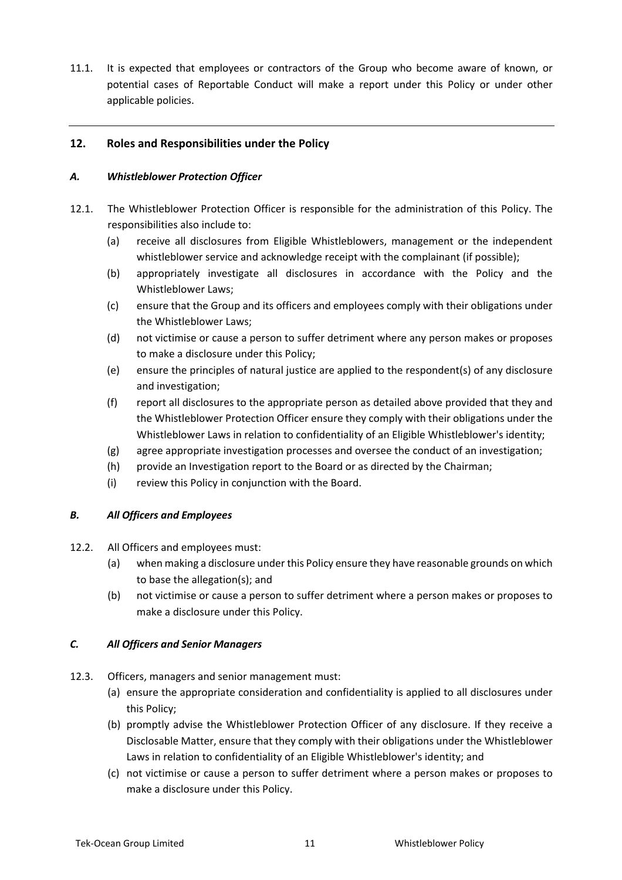11.1. It is expected that employees or contractors of the Group who become aware of known, or potential cases of Reportable Conduct will make a report under this Policy or under other applicable policies.

---

## 12. Roles and Responsibilities under the Policy

### *A. Whistleblower Protection Officer*

12.1. The Whistleblower Protection Officer is responsible for the administration of this Policy. The responsibilities also include to:

(a) receive all disclosures from Eligible Whistleblowers, management or the independent whistleblower service and acknowledge receipt with the complainant (if possible);

(b) appropriately investigate all disclosures in accordance with the Policy and the Whistleblower Laws;

(c) ensure that the Group and its officers and employees comply with their obligations under the Whistleblower Laws;

(d) not victimise or cause a person to suffer detriment where any person makes or proposes to make a disclosure under this Policy;

(e) ensure the principles of natural justice are applied to the respondent(s) of any disclosure and investigation;

(f) report all disclosures to the appropriate person as detailed above provided that they and the Whistleblower Protection Officer ensure they comply with their obligations under the Whistleblower Laws in relation to confidentiality of an Eligible Whistleblower's identity;

(g) agree appropriate investigation processes and oversee the conduct of an investigation;

(h) provide an Investigation report to the Board or as directed by the Chairman;

(i) review this Policy in conjunction with the Board.

### *B. All Officers and Employees*

12.2. All Officers and employees must:

(a) when making a disclosure under this Policy ensure they have reasonable grounds on which to base the allegation(s); and

(b) not victimise or cause a person to suffer detriment where a person makes or proposes to make a disclosure under this Policy.

### *C. All Officers and Senior Managers*

12.3. Officers, managers and senior management must:

(a) ensure the appropriate consideration and confidentiality is applied to all disclosures under this Policy;

(b) promptly advise the Whistleblower Protection Officer of any disclosure. If they receive a Disclosable Matter, ensure that they comply with their obligations under the Whistleblower Laws in relation to confidentiality of an Eligible Whistleblower's identity; and

(c) not victimise or cause a person to suffer detriment where a person makes or proposes to make a disclosure under this Policy.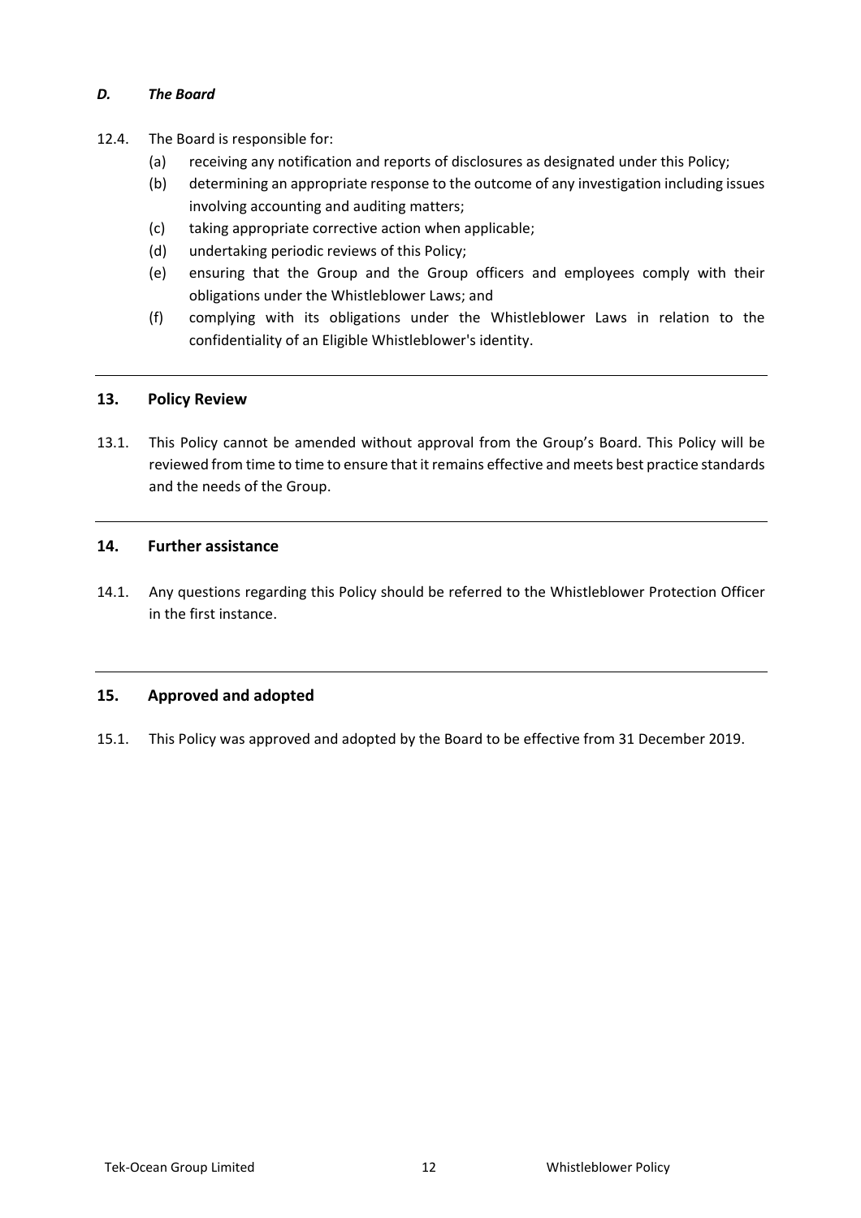### *D. The Board*

12.4. The Board is responsible for:

(a) receiving any notification and reports of disclosures as designated under this Policy;

(b) determining an appropriate response to the outcome of any investigation including issues involving accounting and auditing matters;

(c) taking appropriate corrective action when applicable;

(d) undertaking periodic reviews of this Policy;

(e) ensuring that the Group and the Group officers and employees comply with their obligations under the Whistleblower Laws; and

(f) complying with its obligations under the Whistleblower Laws in relation to the confidentiality of an Eligible Whistleblower's identity.

---

## 13. Policy Review

13.1. This Policy cannot be amended without approval from the Group's Board. This Policy will be reviewed from time to time to ensure that it remains effective and meets best practice standards and the needs of the Group.

---

## 14. Further assistance

14.1. Any questions regarding this Policy should be referred to the Whistleblower Protection Officer in the first instance.

---

## 15. Approved and adopted

15.1. This Policy was approved and adopted by the Board to be effective from 31 December 2019.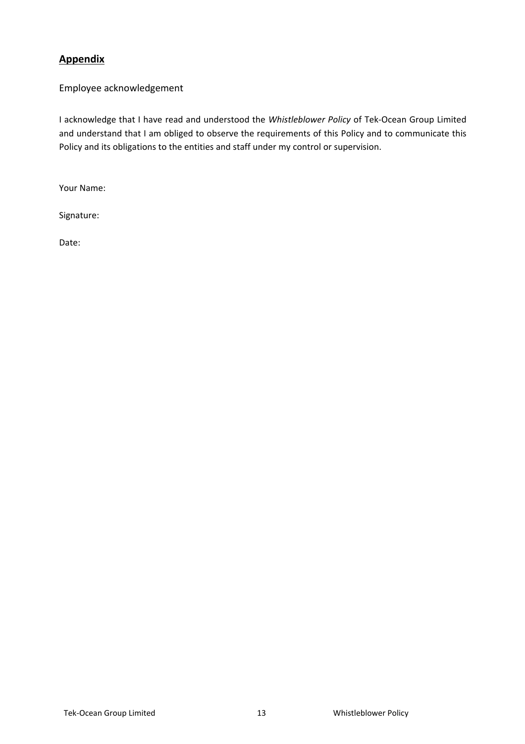## **Appendix**

Employee acknowledgement

I acknowledge that I have read and understood the *Whistleblower Policy* of Tek-Ocean Group Limited and understand that I am obliged to observe the requirements of this Policy and to communicate this Policy and its obligations to the entities and staff under my control or supervision.

Your Name:

Signature:

Date: